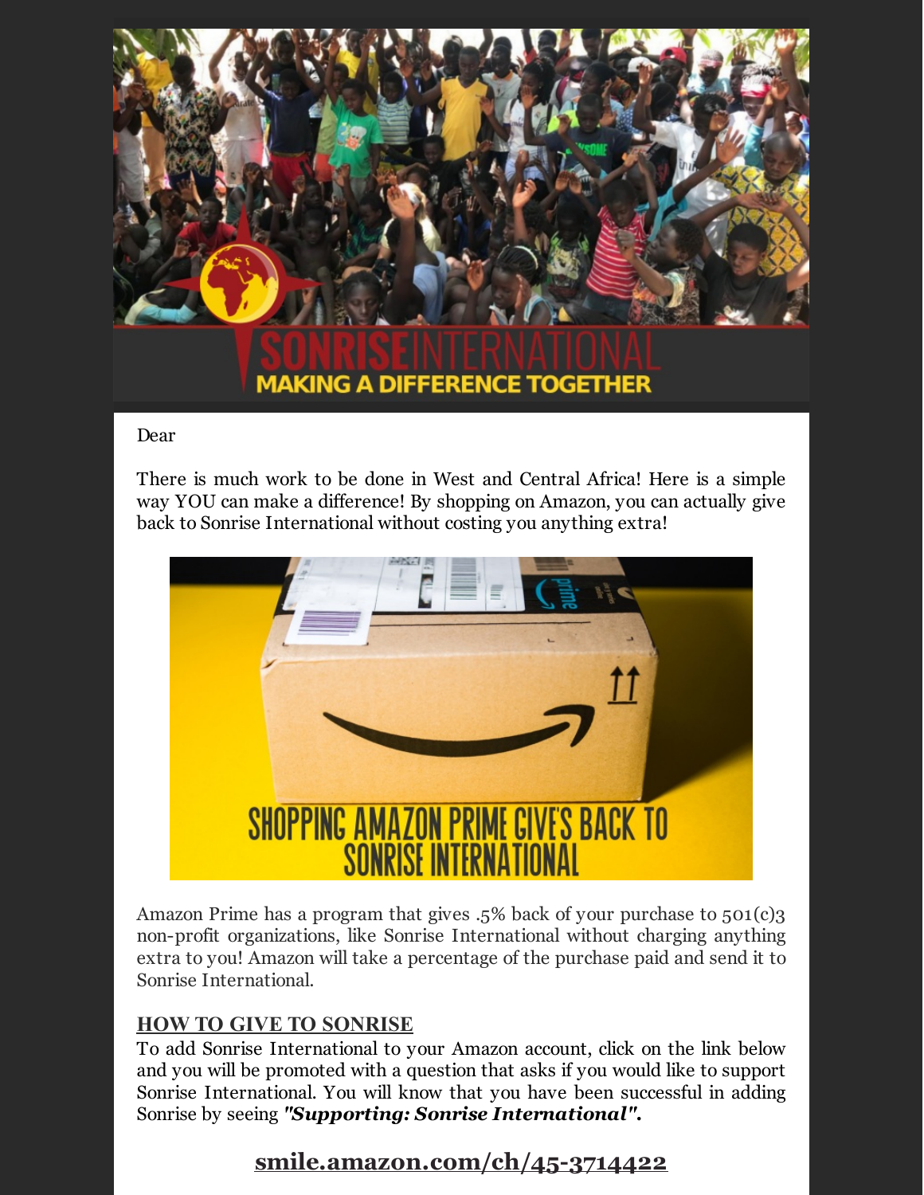SONRISE INTERNATIONAL

MAKING A DIFFERENCE TOGETHER

Dear

There is much work to be done in West and Central Africa! Here is a simple way YOU can make a difference! By shopping on Amazon, you can actually give back to Sonrise International without costing you anything extra!

SHOPPING AMAZON PRIME GIVE'S BACK TO SONRISE INTERNATIONAL

Amazon Prime has a program that gives .5% back of your purchase to 501(c)3 non-profit organizations, like Sonrise International without charging anything extra to you! Amazon will take a percentage of the purchase paid and send it to Sonrise International.

**HOW TO GIVE TO SONRISE**

To add Sonrise International to your Amazon account, click on the link below and you will be promoted with a question that asks if you would like to support Sonrise International. You will know that you have been successful in adding Sonrise by seeing ***"Supporting: Sonrise International".***

## smile.amazon.com/ch/45-3714422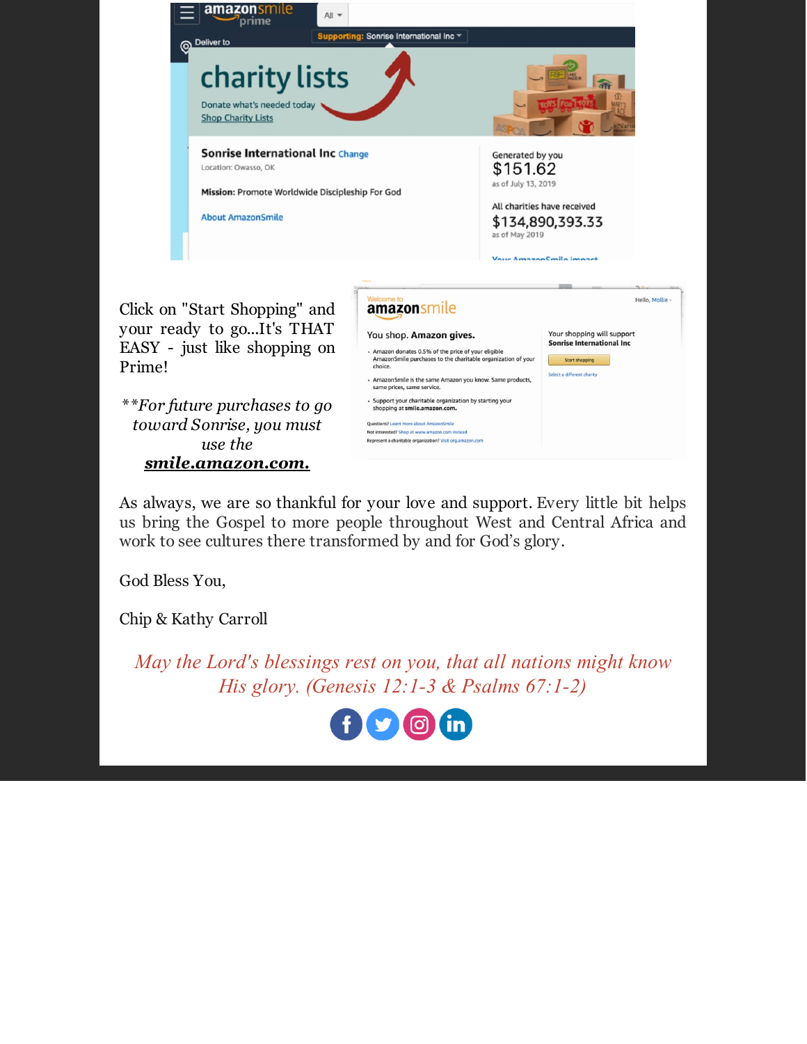Click on "Start Shopping" and your ready to go...It's THAT EASY - just like shopping on Prime!

*\*\*For future purchases to go toward Sonrise, you must use the* ***smile.amazon.com.***

As always, we are so thankful for your love and support. Every little bit helps us bring the Gospel to more people throughout West and Central Africa and work to see cultures there transformed by and for God's glory.

God Bless You,

Chip & Kathy Carroll

*May the Lord's blessings rest on you, that all nations might know His glory. (Genesis 12:1-3 & Psalms 67:1-2)*